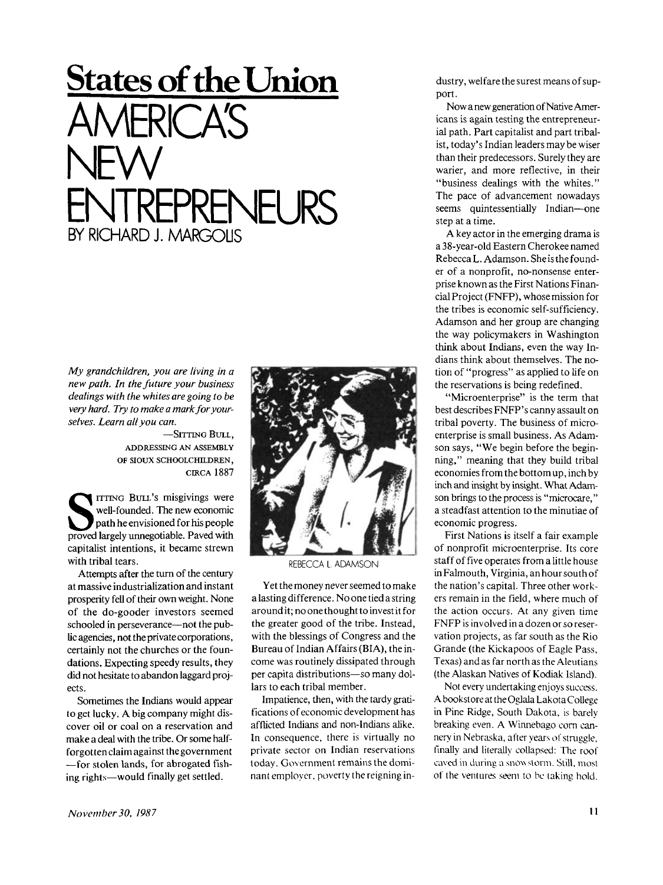# States of the Union

# AMERICA'S NEW ENTREPRENEURS

BY RICHARD J. MARGOLIS

*My grandchildren, you are living in a new path. In the future your business dealings with the whites are going to be very hard. Try to make a mark for yourselves. Learn all you can.*

—SITTING BULL,
ADDRESSING AN ASSEMBLY
OF SIOUX SCHOOLCHILDREN,
CIRCA 1887

SITTING BULL's misgivings were well-founded. The new economic path he envisioned for his people proved largely unnegotiable. Paved with capitalist intentions, it became strewn with tribal tears.

Attempts after the turn of the century at massive industrialization and instant prosperity fell of their own weight. None of the do-gooder investors seemed schooled in perseverance—not the public agencies, not the private corporations, certainly not the churches or the foundations. Expecting speedy results, they did not hesitate to abandon laggard projects.

Sometimes the Indians would appear to get lucky. A big company might discover oil or coal on a reservation and make a deal with the tribe. Or some half-forgotten claim against the government —for stolen lands, for abrogated fishing rights—would finally get settled.

REBECCA L. ADAMSON

Yet the money never seemed to make a lasting difference. No one tied a string around it; no one thought to invest it for the greater good of the tribe. Instead, with the blessings of Congress and the Bureau of Indian Affairs (BIA), the income was routinely dissipated through per capita distributions—so many dollars to each tribal member.

Impatience, then, with the tardy gratifications of economic development has afflicted Indians and non-Indians alike. In consequence, there is virtually no private sector on Indian reservations today. Government remains the dominant employer, poverty the reigning industry, welfare the surest means of support.

Now a new generation of Native Americans is again testing the entrepreneurial path. Part capitalist and part tribalist, today's Indian leaders may be wiser than their predecessors. Surely they are warier, and more reflective, in their "business dealings with the whites." The pace of advancement nowadays seems quintessentially Indian—one step at a time.

A key actor in the emerging drama is a 38-year-old Eastern Cherokee named Rebecca L. Adamson. She is the founder of a nonprofit, no-nonsense enterprise known as the First Nations Financial Project (FNFP), whose mission for the tribes is economic self-sufficiency. Adamson and her group are changing the way policymakers in Washington think about Indians, even the way Indians think about themselves. The notion of "progress" as applied to life on the reservations is being redefined.

"Microenterprise" is the term that best describes FNFP's canny assault on tribal poverty. The business of microenterprise is small business. As Adamson says, "We begin before the beginning," meaning that they build tribal economies from the bottom up, inch by inch and insight by insight. What Adamson brings to the process is "microcare," a steadfast attention to the minutiae of economic progress.

First Nations is itself a fair example of nonprofit microenterprise. Its core staff of five operates from a little house in Falmouth, Virginia, an hour south of the nation's capital. Three other workers remain in the field, where much of the action occurs. At any given time FNFP is involved in a dozen or so reservation projects, as far south as the Rio Grande (the Kickapoos of Eagle Pass, Texas) and as far north as the Aleutians (the Alaskan Natives of Kodiak Island).

Not every undertaking enjoys success. A bookstore at the Oglala Lakota College in Pine Ridge, South Dakota, is barely breaking even. A Winnebago corn cannery in Nebraska, after years of struggle, finally and literally collapsed: The roof caved in during a snowstorm. Still, most of the ventures seem to be taking hold.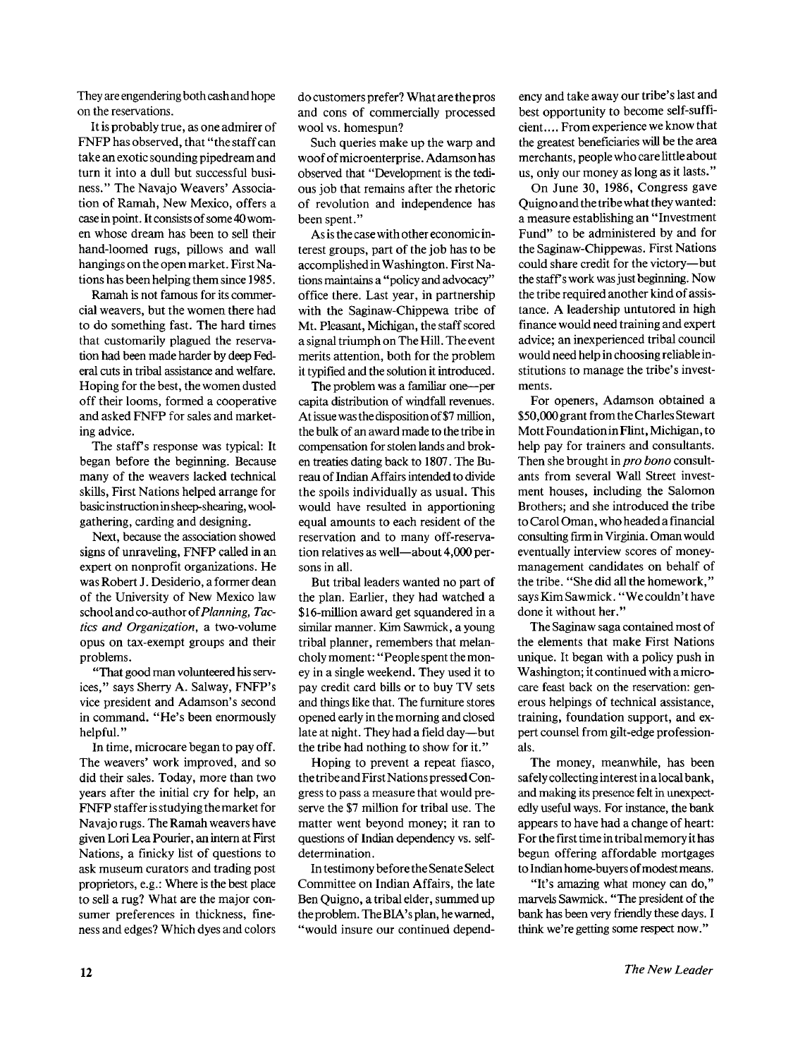They are engendering both cash and hope on the reservations.

It is probably true, as one admirer of FNFP has observed, that "the staff can take an exotic sounding pipedream and turn it into a dull but successful business." The Navajo Weavers' Association of Ramah, New Mexico, offers a case in point. It consists of some 40 women whose dream has been to sell their hand-loomed rugs, pillows and wall hangings on the open market. First Nations has been helping them since 1985.

Ramah is not famous for its commercial weavers, but the women there had to do something fast. The hard times that customarily plagued the reservation had been made harder by deep Federal cuts in tribal assistance and welfare. Hoping for the best, the women dusted off their looms, formed a cooperative and asked FNFP for sales and marketing advice.

The staff's response was typical: It began before the beginning. Because many of the weavers lacked technical skills, First Nations helped arrange for basic instruction in sheep-shearing, wool-gathering, carding and designing.

Next, because the association showed signs of unraveling, FNFP called in an expert on nonprofit organizations. He was Robert J. Desiderio, a former dean of the University of New Mexico law school and co-author of *Planning, Tactics and Organization*, a two-volume opus on tax-exempt groups and their problems.

"That good man volunteered his services," says Sherry A. Salway, FNFP's vice president and Adamson's second in command. "He's been enormously helpful."

In time, microcare began to pay off. The weavers' work improved, and so did their sales. Today, more than two years after the initial cry for help, an FNFP staffer is studying the market for Navajo rugs. The Ramah weavers have given Lori Lea Pourier, an intern at First Nations, a finicky list of questions to ask museum curators and trading post proprietors, e.g.: Where is the best place to sell a rug? What are the major consumer preferences in thickness, fineness and edges? Which dyes and colors do customers prefer? What are the pros and cons of commercially processed wool vs. homespun?

Such queries make up the warp and woof of microenterprise. Adamson has observed that "Development is the tedious job that remains after the rhetoric of revolution and independence has been spent."

As is the case with other economic interest groups, part of the job has to be accomplished in Washington. First Nations maintains a "policy and advocacy" office there. Last year, in partnership with the Saginaw-Chippewa tribe of Mt. Pleasant, Michigan, the staff scored a signal triumph on The Hill. The event merits attention, both for the problem it typified and the solution it introduced.

The problem was a familiar one—per capita distribution of windfall revenues. At issue was the disposition of $7 million, the bulk of an award made to the tribe in compensation for stolen lands and broken treaties dating back to 1807. The Bureau of Indian Affairs intended to divide the spoils individually as usual. This would have resulted in apportioning equal amounts to each resident of the reservation and to many off-reservation relatives as well—about 4,000 persons in all.

But tribal leaders wanted no part of the plan. Earlier, they had watched a $16-million award get squandered in a similar manner. Kim Sawmick, a young tribal planner, remembers that melancholy moment: "People spent the money in a single weekend. They used it to pay credit card bills or to buy TV sets and things like that. The furniture stores opened early in the morning and closed late at night. They had a field day—but the tribe had nothing to show for it."

Hoping to prevent a repeat fiasco, the tribe and First Nations pressed Congress to pass a measure that would preserve the $7 million for tribal use. The matter went beyond money; it ran to questions of Indian dependency vs. self-determination.

In testimony before the Senate Select Committee on Indian Affairs, the late Ben Quigno, a tribal elder, summed up the problem. The BIA's plan, he warned, "would insure our continued dependency and take away our tribe's last and best opportunity to become self-sufficient.... From experience we know that the greatest beneficiaries will be the area merchants, people who care little about us, only our money as long as it lasts."

On June 30, 1986, Congress gave Quigno and the tribe what they wanted: a measure establishing an "Investment Fund" to be administered by and for the Saginaw-Chippewas. First Nations could share credit for the victory—but the staff's work was just beginning. Now the tribe required another kind of assistance. A leadership untutored in high finance would need training and expert advice; an inexperienced tribal council would need help in choosing reliable institutions to manage the tribe's investments.

For openers, Adamson obtained a $50,000 grant from the Charles Stewart Mott Foundation in Flint, Michigan, to help pay for trainers and consultants. Then she brought in *pro bono* consultants from several Wall Street investment houses, including the Salomon Brothers; and she introduced the tribe to Carol Oman, who headed a financial consulting firm in Virginia. Oman would eventually interview scores of money-management candidates on behalf of the tribe. "She did all the homework," says Kim Sawmick. "We couldn't have done it without her."

The Saginaw saga contained most of the elements that make First Nations unique. It began with a policy push in Washington; it continued with a microcare feast back on the reservation: generous helpings of technical assistance, training, foundation support, and expert counsel from gilt-edge professionals.

The money, meanwhile, has been safely collecting interest in a local bank, and making its presence felt in unexpectedly useful ways. For instance, the bank appears to have had a change of heart: For the first time in tribal memory it has begun offering affordable mortgages to Indian home-buyers of modest means.

"It's amazing what money can do," marvels Sawmick. "The president of the bank has been very friendly these days. I think we're getting some respect now."